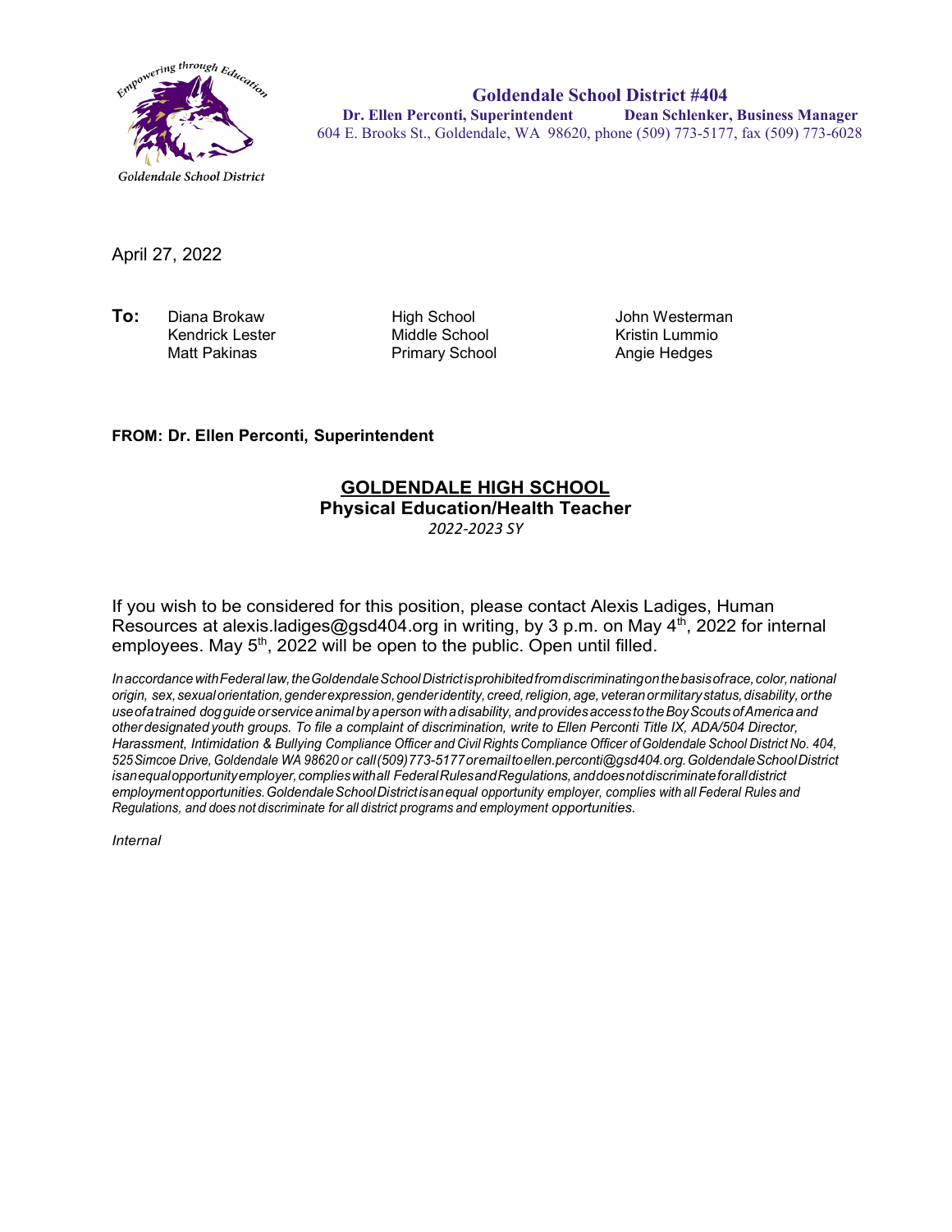Empowering through Education

Goldendale School District

**Goldendale School District #404**
**Dr. Ellen Perconti, Superintendent** **Dean Schlenker, Business Manager**
604 E. Brooks St., Goldendale, WA 98620, phone (509) 773-5177, fax (509) 773-6028

April 27, 2022

| **To:** | | | |
|---|---|---|---|
| | Diana Brokaw | High School | John Westerman |
| | Kendrick Lester | Middle School | Kristin Lummio |
| | Matt Pakinas | Primary School | Angie Hedges |

**FROM: Dr. Ellen Perconti, Superintendent**

## GOLDENDALE HIGH SCHOOL

### Physical Education/Health Teacher

*2022-2023 SY*

If you wish to be considered for this position, please contact Alexis Ladiges, Human Resources at alexis.ladiges@gsd404.org in writing, by 3 p.m. on May 4th, 2022 for internal employees. May 5th, 2022 will be open to the public. Open until filled.

*In accordance with Federal law, the Goldendale School District is prohibited from discriminating on the basis of race, color, national origin, sex, sexual orientation, gender expression, gender identity, creed, religion, age, veteran or military status, disability, or the use of a trained dog guide or service animal by a person with a disability, and provides access to the Boy Scouts of America and other designated youth groups. To file a complaint of discrimination, write to Ellen Perconti Title IX, ADA/504 Director, Harassment, Intimidation & Bullying Compliance Officer and Civil Rights Compliance Officer of Goldendale School District No. 404, 525 Simcoe Drive, Goldendale WA 98620 or call (509) 773-5177 or email to ellen.perconti@gsd404.org. Goldendale School District is an equal opportunity employer, complies with all Federal Rules and Regulations, and does not discriminate for all district employment opportunities. Goldendale School District is an equal opportunity employer, complies with all Federal Rules and Regulations, and does not discriminate for all district programs and employment opportunities.*

*Internal*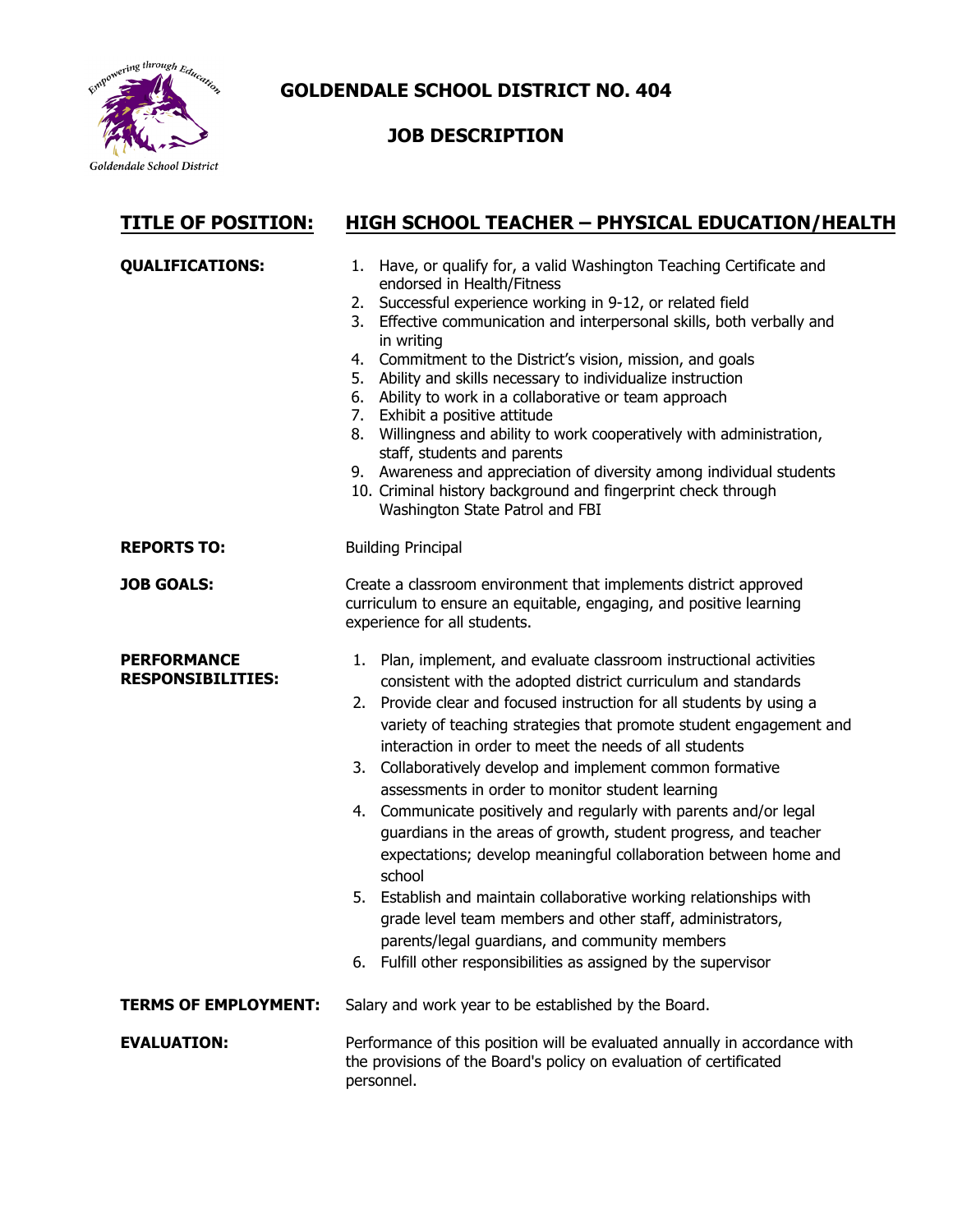# GOLDENDALE SCHOOL DISTRICT NO. 404

## JOB DESCRIPTION

**TITLE OF POSITION:** **HIGH SCHOOL TEACHER – PHYSICAL EDUCATION/HEALTH**

**QUALIFICATIONS:**

1. Have, or qualify for, a valid Washington Teaching Certificate and endorsed in Health/Fitness
2. Successful experience working in 9-12, or related field
3. Effective communication and interpersonal skills, both verbally and in writing
4. Commitment to the District's vision, mission, and goals
5. Ability and skills necessary to individualize instruction
6. Ability to work in a collaborative or team approach
7. Exhibit a positive attitude
8. Willingness and ability to work cooperatively with administration, staff, students and parents
9. Awareness and appreciation of diversity among individual students
10. Criminal history background and fingerprint check through Washington State Patrol and FBI

**REPORTS TO:** Building Principal

**JOB GOALS:** Create a classroom environment that implements district approved curriculum to ensure an equitable, engaging, and positive learning experience for all students.

**PERFORMANCE RESPONSIBILITIES:**

1. Plan, implement, and evaluate classroom instructional activities consistent with the adopted district curriculum and standards
2. Provide clear and focused instruction for all students by using a variety of teaching strategies that promote student engagement and interaction in order to meet the needs of all students
3. Collaboratively develop and implement common formative assessments in order to monitor student learning
4. Communicate positively and regularly with parents and/or legal guardians in the areas of growth, student progress, and teacher expectations; develop meaningful collaboration between home and school
5. Establish and maintain collaborative working relationships with grade level team members and other staff, administrators, parents/legal guardians, and community members
6. Fulfill other responsibilities as assigned by the supervisor

**TERMS OF EMPLOYMENT:** Salary and work year to be established by the Board.

**EVALUATION:** Performance of this position will be evaluated annually in accordance with the provisions of the Board's policy on evaluation of certificated personnel.